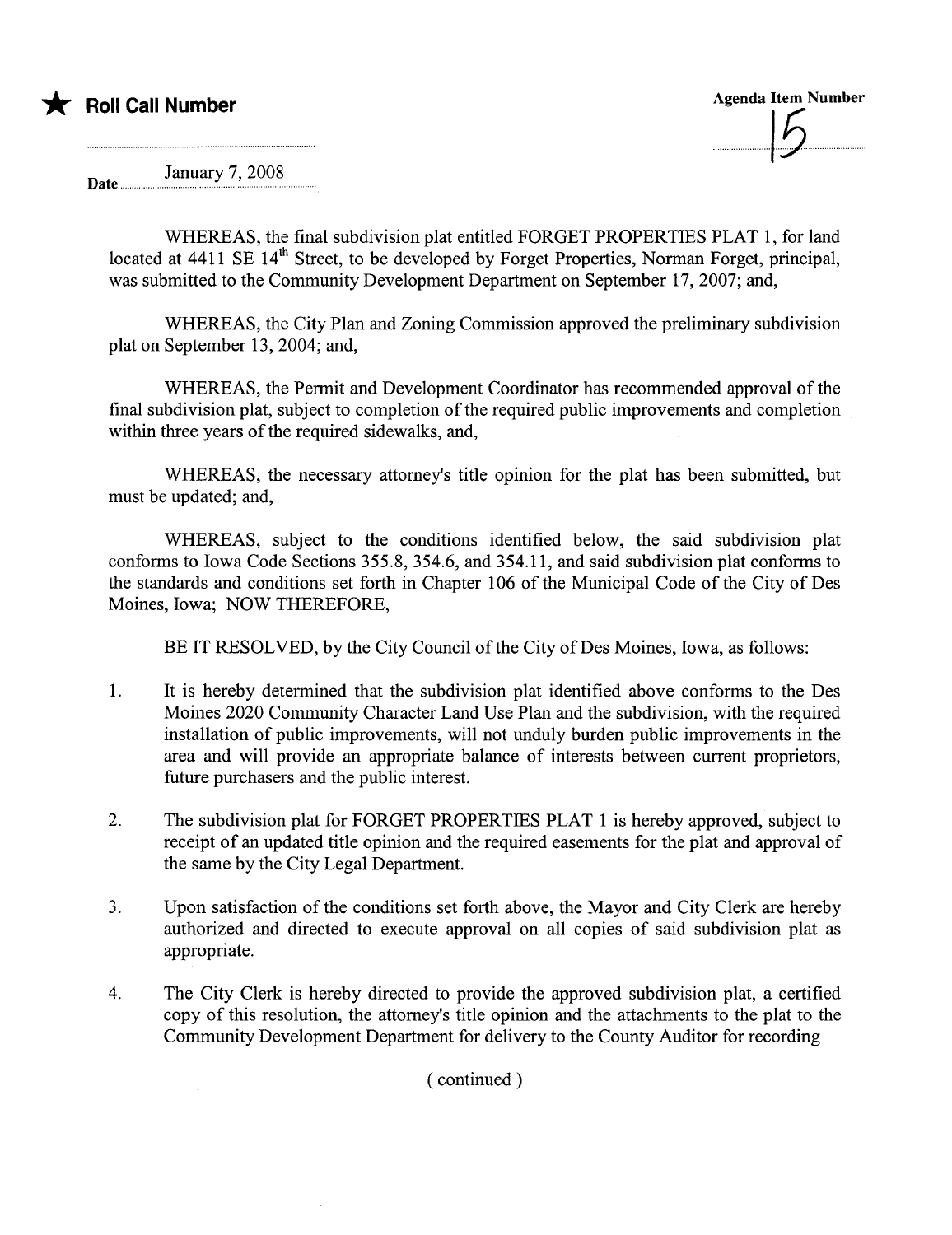★ **Roll Call Number**

**Agenda Item Number**

15

Date January 7, 2008

WHEREAS, the final subdivision plat entitled FORGET PROPERTIES PLAT 1, for land located at 4411 SE 14th Street, to be developed by Forget Properties, Norman Forget, principal, was submitted to the Community Development Department on September 17, 2007; and,

WHEREAS, the City Plan and Zoning Commission approved the preliminary subdivision plat on September 13, 2004; and,

WHEREAS, the Permit and Development Coordinator has recommended approval of the final subdivision plat, subject to completion of the required public improvements and completion within three years of the required sidewalks, and,

WHEREAS, the necessary attorney's title opinion for the plat has been submitted, but must be updated; and,

WHEREAS, subject to the conditions identified below, the said subdivision plat conforms to Iowa Code Sections 355.8, 354.6, and 354.11, and said subdivision plat conforms to the standards and conditions set forth in Chapter 106 of the Municipal Code of the City of Des Moines, Iowa; NOW THEREFORE,

BE IT RESOLVED, by the City Council of the City of Des Moines, Iowa, as follows:

1. It is hereby determined that the subdivision plat identified above conforms to the Des Moines 2020 Community Character Land Use Plan and the subdivision, with the required installation of public improvements, will not unduly burden public improvements in the area and will provide an appropriate balance of interests between current proprietors, future purchasers and the public interest.

2. The subdivision plat for FORGET PROPERTIES PLAT 1 is hereby approved, subject to receipt of an updated title opinion and the required easements for the plat and approval of the same by the City Legal Department.

3. Upon satisfaction of the conditions set forth above, the Mayor and City Clerk are hereby authorized and directed to execute approval on all copies of said subdivision plat as appropriate.

4. The City Clerk is hereby directed to provide the approved subdivision plat, a certified copy of this resolution, the attorney's title opinion and the attachments to the plat to the Community Development Department for delivery to the County Auditor for recording

( continued )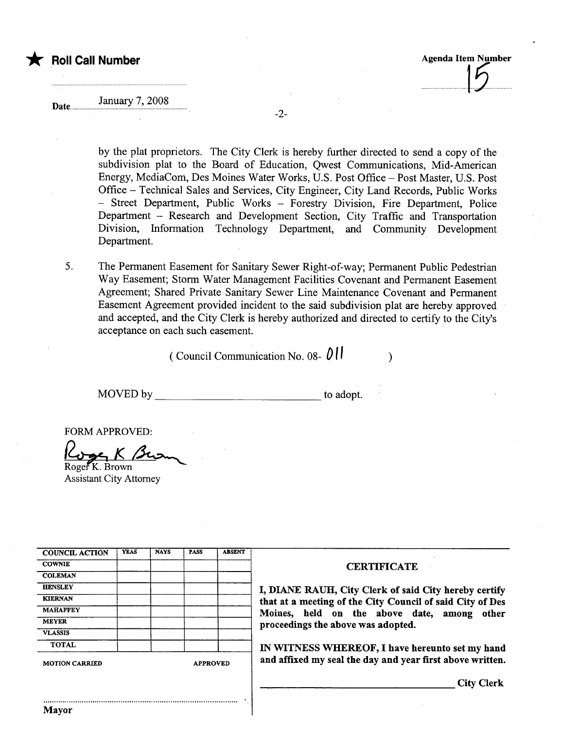★ **Roll Call Number**

**Agenda Item Number**

15

Date January 7, 2008

by the plat proprietors. The City Clerk is hereby further directed to send a copy of the subdivision plat to the Board of Education, Qwest Communications, Mid-American Energy, MediaCom, Des Moines Water Works, U.S. Post Office – Post Master, U.S. Post Office – Technical Sales and Services, City Engineer, City Land Records, Public Works – Street Department, Public Works – Forestry Division, Fire Department, Police Department – Research and Development Section, City Traffic and Transportation Division, Information Technology Department, and Community Development Department.

5. The Permanent Easement for Sanitary Sewer Right-of-way; Permanent Public Pedestrian Way Easement; Storm Water Management Facilities Covenant and Permanent Easement Agreement; Shared Private Sanitary Sewer Line Maintenance Covenant and Permanent Easement Agreement provided incident to the said subdivision plat are hereby approved and accepted, and the City Clerk is hereby authorized and directed to certify to the City's acceptance on each such easement.

( Council Communication No. 08- 011 )

MOVED by ____________________________ to adopt.

FORM APPROVED:

Roger K. Brown
Assistant City Attorney

| COUNCIL ACTION | YEAS | NAYS | PASS | ABSENT |
|---|---|---|---|---|
| COWNIE | | | | |
| COLEMAN | | | | |
| HENSLEY | | | | |
| KIERNAN | | | | |
| MAHAFFEY | | | | |
| MEYER | | | | |
| VLASSIS | | | | |
| TOTAL | | | | |

MOTION CARRIED APPROVED

Mayor

**CERTIFICATE**

**I, DIANE RAUH, City Clerk of said City hereby certify that at a meeting of the City Council of said City of Des Moines, held on the above date, among other proceedings the above was adopted.**

**IN WITNESS WHEREOF, I have hereunto set my hand and affixed my seal the day and year first above written.**

____________________________ City Clerk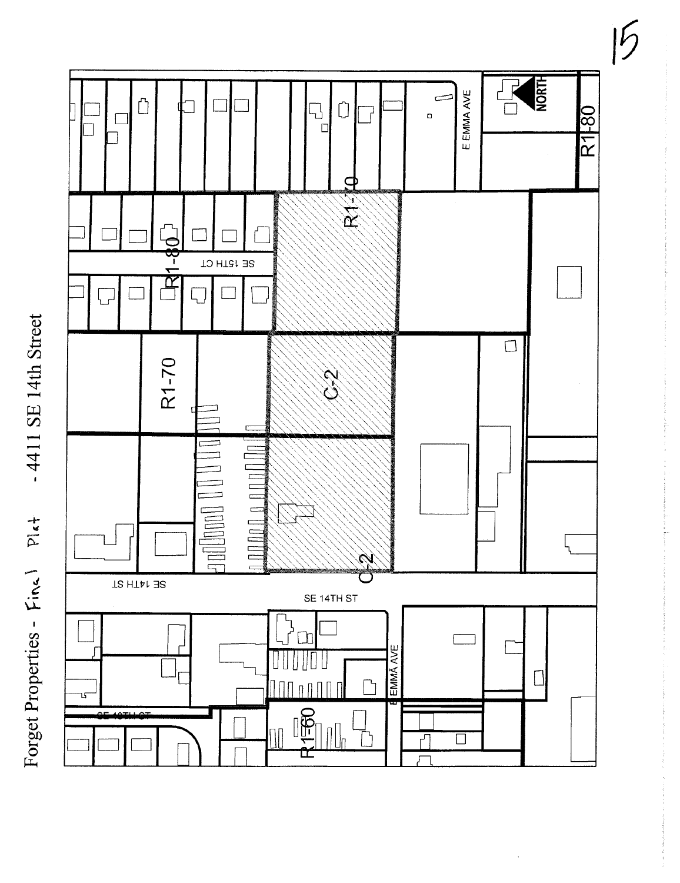Forget Properties - Final Plat - 4411 SE 14th Street

R1-80

R1-70

R1-80

SE 15TH CT

R1-70

C-2

C-2

SE 14TH ST

SE 14TH ST

E EMMA AVE

E EMMA AVE

SE 40TH ST

R1-60

NORTH